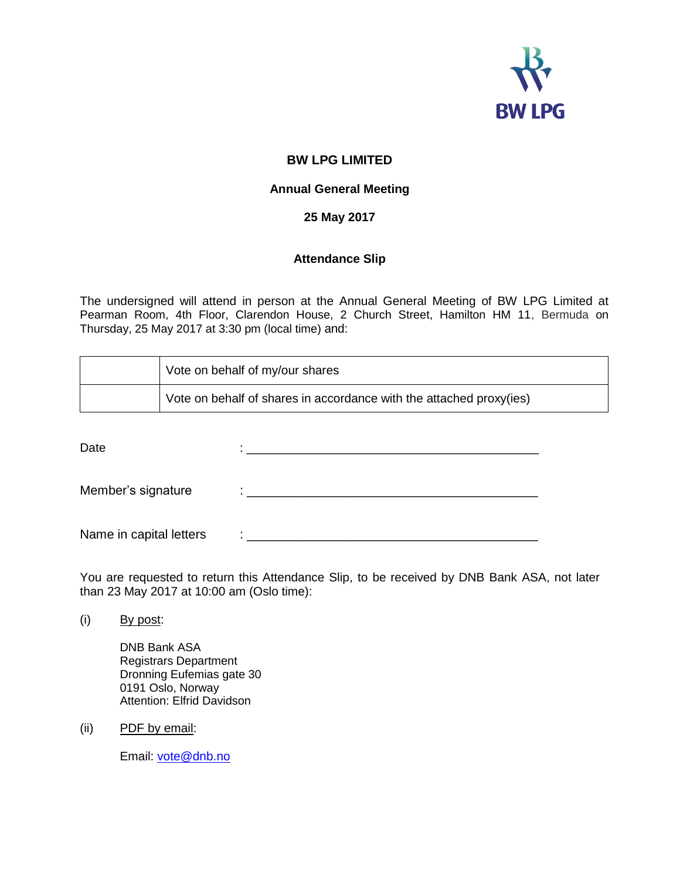BW LPG

# BW LPG LIMITED

## Annual General Meeting

## 25 May 2017

### Attendance Slip

The undersigned will attend in person at the Annual General Meeting of BW LPG Limited at Pearman Room, 4th Floor, Clarendon House, 2 Church Street, Hamilton HM 11, Bermuda on Thursday, 25 May 2017 at 3:30 pm (local time) and:

| | |
|---|---|
| | Vote on behalf of my/our shares |
| | Vote on behalf of shares in accordance with the attached proxy(ies) |

Date : ___________________________________________

Member's signature : ___________________________________________

Name in capital letters : ___________________________________________

You are requested to return this Attendance Slip, to be received by DNB Bank ASA, not later than 23 May 2017 at 10:00 am (Oslo time):

(i) By post:

DNB Bank ASA
Registrars Department
Dronning Eufemias gate 30
0191 Oslo, Norway
Attention: Elfrid Davidson

(ii) PDF by email:

Email: vote@dnb.no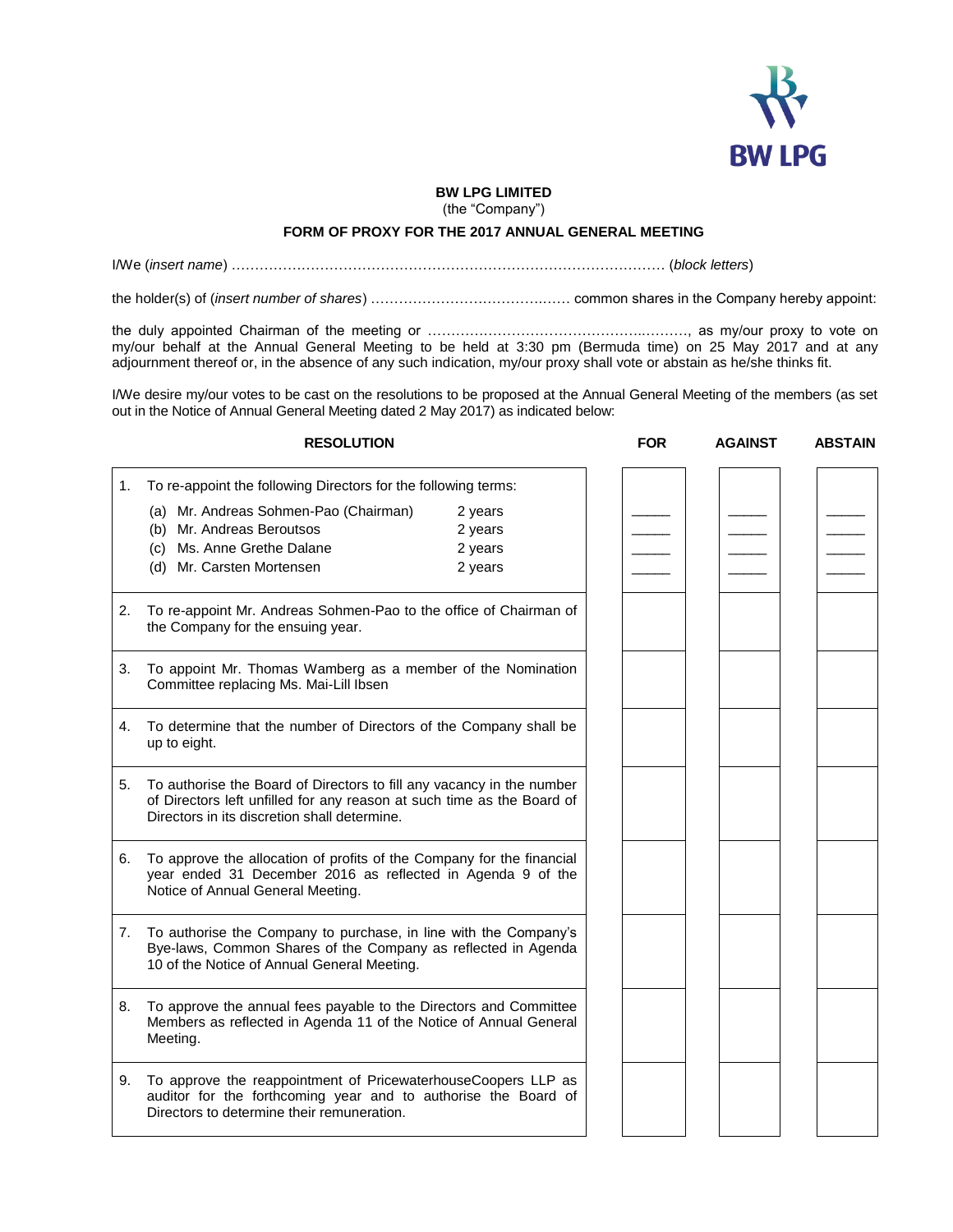BW LPG

**BW LPG LIMITED**
(the "Company")

**FORM OF PROXY FOR THE 2017 ANNUAL GENERAL MEETING**

I/We (*insert name*) ……………………………………………………………………………………… (*block letters*)

the holder(s) of (*insert number of shares*) ……………………………….…… common shares in the Company hereby appoint:

the duly appointed Chairman of the meeting or …………………………………………..………, as my/our proxy to vote on my/our behalf at the Annual General Meeting to be held at 3:30 pm (Bermuda time) on 25 May 2017 and at any adjournment thereof or, in the absence of any such indication, my/our proxy shall vote or abstain as he/she thinks fit.

I/We desire my/our votes to be cast on the resolutions to be proposed at the Annual General Meeting of the members (as set out in the Notice of Annual General Meeting dated 2 May 2017) as indicated below:

| | RESOLUTION | FOR | AGAINST | ABSTAIN |
|---|---|---|---|---|
| 1. | To re-appoint the following Directors for the following terms: | | | |
| | (a) Mr. Andreas Sohmen-Pao (Chairman) — 2 years | _____ | _____ | _____ |
| | (b) Mr. Andreas Beroutsos — 2 years | _____ | _____ | _____ |
| | (c) Ms. Anne Grethe Dalane — 2 years | _____ | _____ | _____ |
| | (d) Mr. Carsten Mortensen — 2 years | _____ | _____ | _____ |
| 2. | To re-appoint Mr. Andreas Sohmen-Pao to the office of Chairman of the Company for the ensuing year. | | | |
| 3. | To appoint Mr. Thomas Wamberg as a member of the Nomination Committee replacing Ms. Mai-Lill Ibsen | | | |
| 4. | To determine that the number of Directors of the Company shall be up to eight. | | | |
| 5. | To authorise the Board of Directors to fill any vacancy in the number of Directors left unfilled for any reason at such time as the Board of Directors in its discretion shall determine. | | | |
| 6. | To approve the allocation of profits of the Company for the financial year ended 31 December 2016 as reflected in Agenda 9 of the Notice of Annual General Meeting. | | | |
| 7. | To authorise the Company to purchase, in line with the Company's Bye-laws, Common Shares of the Company as reflected in Agenda 10 of the Notice of Annual General Meeting. | | | |
| 8. | To approve the annual fees payable to the Directors and Committee Members as reflected in Agenda 11 of the Notice of Annual General Meeting. | | | |
| 9. | To approve the reappointment of PricewaterhouseCoopers LLP as auditor for the forthcoming year and to authorise the Board of Directors to determine their remuneration. | | | |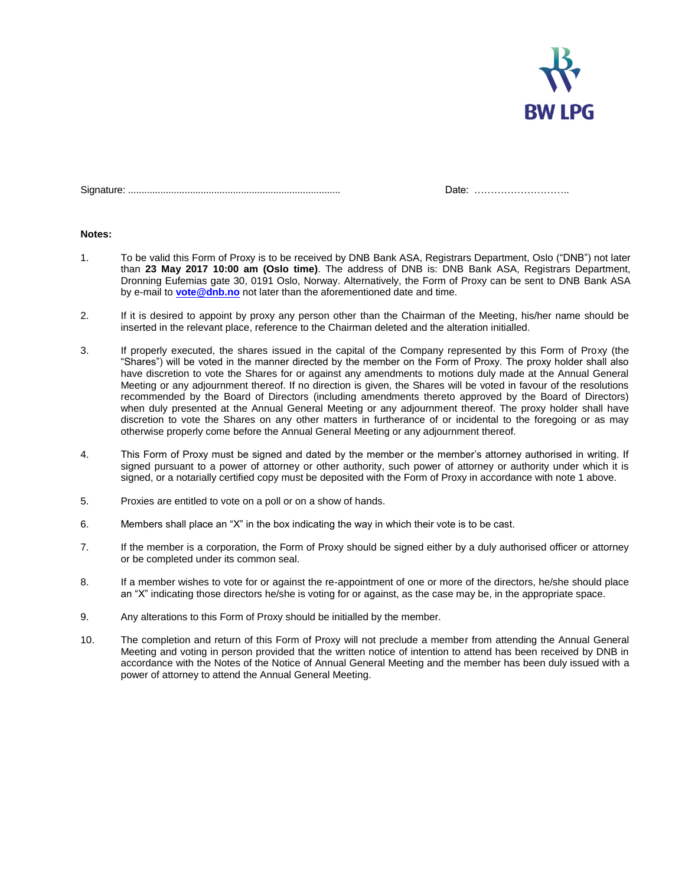BW LPG

Signature: ..............................................................................    Date: ………………………..

**Notes:**

1. To be valid this Form of Proxy is to be received by DNB Bank ASA, Registrars Department, Oslo ("DNB") not later than **23 May 2017 10:00 am (Oslo time)**. The address of DNB is: DNB Bank ASA, Registrars Department, Dronning Eufemias gate 30, 0191 Oslo, Norway. Alternatively, the Form of Proxy can be sent to DNB Bank ASA by e-mail to **vote@dnb.no** not later than the aforementioned date and time.

2. If it is desired to appoint by proxy any person other than the Chairman of the Meeting, his/her name should be inserted in the relevant place, reference to the Chairman deleted and the alteration initialled.

3. If properly executed, the shares issued in the capital of the Company represented by this Form of Proxy (the "Shares") will be voted in the manner directed by the member on the Form of Proxy. The proxy holder shall also have discretion to vote the Shares for or against any amendments to motions duly made at the Annual General Meeting or any adjournment thereof. If no direction is given, the Shares will be voted in favour of the resolutions recommended by the Board of Directors (including amendments thereto approved by the Board of Directors) when duly presented at the Annual General Meeting or any adjournment thereof. The proxy holder shall have discretion to vote the Shares on any other matters in furtherance of or incidental to the foregoing or as may otherwise properly come before the Annual General Meeting or any adjournment thereof.

4. This Form of Proxy must be signed and dated by the member or the member's attorney authorised in writing. If signed pursuant to a power of attorney or other authority, such power of attorney or authority under which it is signed, or a notarially certified copy must be deposited with the Form of Proxy in accordance with note 1 above.

5. Proxies are entitled to vote on a poll or on a show of hands.

6. Members shall place an "X" in the box indicating the way in which their vote is to be cast.

7. If the member is a corporation, the Form of Proxy should be signed either by a duly authorised officer or attorney or be completed under its common seal.

8. If a member wishes to vote for or against the re-appointment of one or more of the directors, he/she should place an "X" indicating those directors he/she is voting for or against, as the case may be, in the appropriate space.

9. Any alterations to this Form of Proxy should be initialled by the member.

10. The completion and return of this Form of Proxy will not preclude a member from attending the Annual General Meeting and voting in person provided that the written notice of intention to attend has been received by DNB in accordance with the Notes of the Notice of Annual General Meeting and the member has been duly issued with a power of attorney to attend the Annual General Meeting.